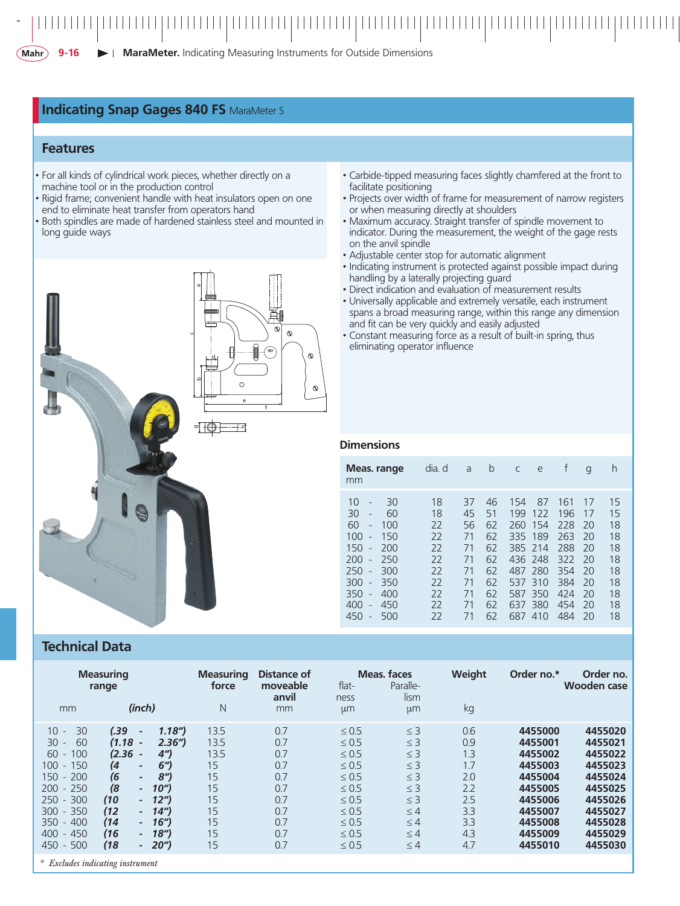## Indicating Snap Gages 840 FS MaraMeter S

### Features

- For all kinds of cylindrical work pieces, whether directly on a machine tool or in the production control
- Rigid frame; convenient handle with heat insulators open on one end to eliminate heat transfer from operators hand
- Both spindles are made of hardened stainless steel and mounted in long guide ways
- Carbide-tipped measuring faces slightly chamfered at the front to facilitate positioning
- Projects over width of frame for measurement of narrow registers or when measuring directly at shoulders
- Maximum accuracy. Straight transfer of spindle movement to indicator. During the measurement, the weight of the gage rests on the anvil spindle
- Adjustable center stop for automatic alignment
- Indicating instrument is protected against possible impact during handling by a laterally projecting guard
- Direct indication and evaluation of measurement results
- Universally applicable and extremely versatile, each instrument spans a broad measuring range, within this range any dimension and fit can be very quickly and easily adjusted
- Constant measuring force as a result of built-in spring, thus eliminating operator influence

### Dimensions

| Meas. range mm | dia. d | a | b | c | e | f | g | h |
|---|---|---|---|---|---|---|---|---|
| 10 - 30 | 18 | 37 | 46 | 154 | 87 | 161 | 17 | 15 |
| 30 - 60 | 18 | 45 | 51 | 199 | 122 | 196 | 17 | 15 |
| 60 - 100 | 22 | 56 | 62 | 260 | 154 | 228 | 20 | 18 |
| 100 - 150 | 22 | 71 | 62 | 335 | 189 | 263 | 20 | 18 |
| 150 - 200 | 22 | 71 | 62 | 385 | 214 | 288 | 20 | 18 |
| 200 - 250 | 22 | 71 | 62 | 436 | 248 | 322 | 20 | 18 |
| 250 - 300 | 22 | 71 | 62 | 487 | 280 | 354 | 20 | 18 |
| 300 - 350 | 22 | 71 | 62 | 537 | 310 | 384 | 20 | 18 |
| 350 - 400 | 22 | 71 | 62 | 587 | 350 | 424 | 20 | 18 |
| 400 - 450 | 22 | 71 | 62 | 637 | 380 | 454 | 20 | 18 |
| 450 - 500 | 22 | 71 | 62 | 687 | 410 | 484 | 20 | 18 |

### Technical Data

| Measuring range mm | (inch) | Measuring force N | Distance of moveable anvil mm | Meas. faces flatness µm | Meas. faces Parallelism µm | Weight kg | Order no.* | Order no. Wooden case |
|---|---|---|---|---|---|---|---|---|
| 10 - 30 | *(.39 - 1.18")* | 13.5 | 0.7 | ≤ 0.5 | ≤ 3 | 0.6 | **4455000** | **4455020** |
| 30 - 60 | *(1.18 - 2.36")* | 13.5 | 0.7 | ≤ 0.5 | ≤ 3 | 0.9 | **4455001** | **4455021** |
| 60 - 100 | *(2.36 - 4")* | 13.5 | 0.7 | ≤ 0.5 | ≤ 3 | 1.3 | **4455002** | **4455022** |
| 100 - 150 | *(4 - 6")* | 15 | 0.7 | ≤ 0.5 | ≤ 3 | 1.7 | **4455003** | **4455023** |
| 150 - 200 | *(6 - 8")* | 15 | 0.7 | ≤ 0.5 | ≤ 3 | 2.0 | **4455004** | **4455024** |
| 200 - 250 | *(8 - 10")* | 15 | 0.7 | ≤ 0.5 | ≤ 3 | 2.2 | **4455005** | **4455025** |
| 250 - 300 | *(10 - 12")* | 15 | 0.7 | ≤ 0.5 | ≤ 3 | 2.5 | **4455006** | **4455026** |
| 300 - 350 | *(12 - 14")* | 15 | 0.7 | ≤ 0.5 | ≤ 4 | 3.3 | **4455007** | **4455027** |
| 350 - 400 | *(14 - 16")* | 15 | 0.7 | ≤ 0.5 | ≤ 4 | 3.3 | **4455008** | **4455028** |
| 400 - 450 | *(16 - 18")* | 15 | 0.7 | ≤ 0.5 | ≤ 4 | 4.3 | **4455009** | **4455029** |
| 450 - 500 | *(18 - 20")* | 15 | 0.7 | ≤ 0.5 | ≤ 4 | 4.7 | **4455010** | **4455030** |

\* *Excludes indicating instrument*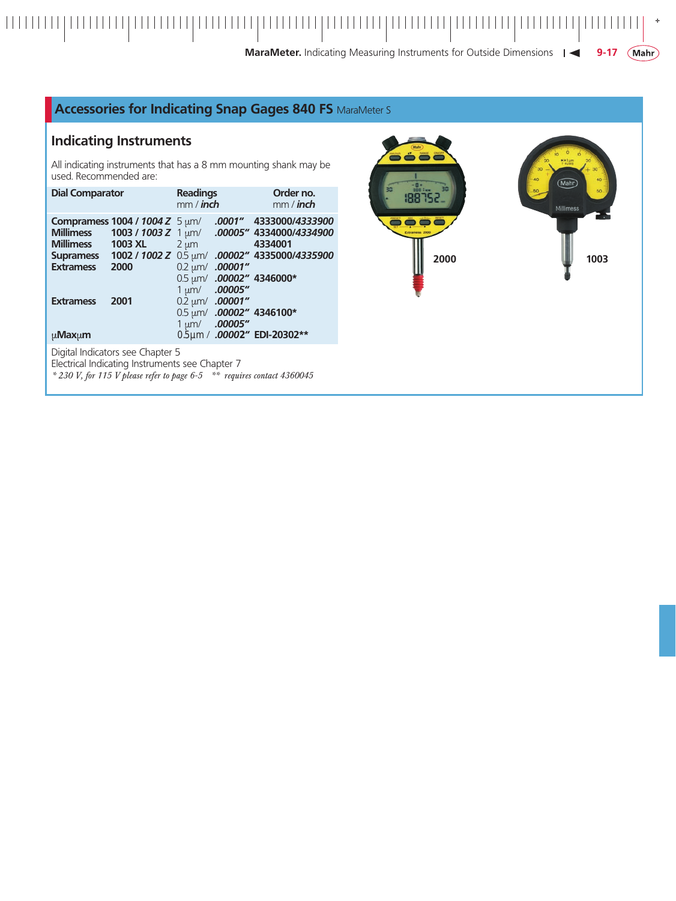## Accessories for Indicating Snap Gages 840 FS MaraMeter S

### Indicating Instruments

All indicating instruments that has a 8 mm mounting shank may be used. Recommended are:

| Dial Comparator | | Readings mm / *inch* | | Order no. mm / *inch* |
|---|---|---|---|---|
| **Compramess** | **1004 / *1004 Z*** | 5 µm/ | ***.0001"*** | **4333000/*4333900*** |
| **Millimess** | **1003 / *1003 Z*** | 1 µm/ | ***.00005"*** | **4334000/*4334900*** |
| **Millimess** | **1003 XL** | 2 µm | | **4334001** |
| **Supramess** | **1002 / *1002 Z*** | 0.5 µm/ | ***.00002"*** | **4335000/*4335900*** |
| **Extramess** | **2000** | 0.2 µm/ | ***.00001"*** | |
| | | 0.5 µm/ | ***.00002"*** | **4346000*** |
| | | 1 µm/ | ***.00005"*** | |
| **Extramess** | **2001** | 0.2 µm/ | ***.00001"*** | |
| | | 0.5 µm/ | ***.00002"*** | **4346100*** |
| | | 1 µm/ | ***.00005"*** | |
| **µMaxµm** | | 0.5µm / | ***.00002"*** | **EDI-20302**** |

Digital Indicators see Chapter 5
Electrical Indicating Instruments see Chapter 7

*\* 230 V, for 115 V please refer to page 6-5   \*\* requires contact 4360045*

2000

1003